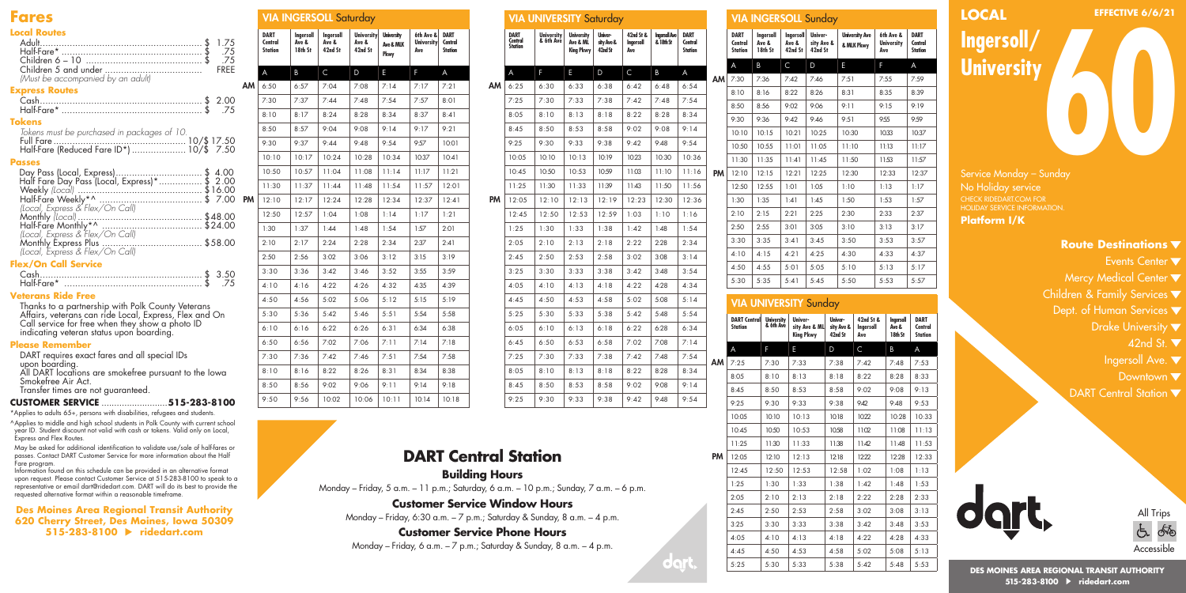# Fares

### Local Routes

- Adult.......................................................$ 1.75
- Half-Fare*..................................................$ .75
- Children 6 – 10 ........................................$ .75
- Children 5 and under ..................................... FREE

*(Must be accompanied by an adult)*

### Express Routes

- Cash.........................................................$ 2.00
- Half-Fare*..................................................$ .75

### Tokens

*Tokens must be purchased in packages of 10.*

- Full Fare ...........................................10/$ 17.50
- Half-Fare (Reduced Fare ID*) ....................10/$ 7.50

### Passes

- Day Pass (Local, Express)................................$ 4.00
- Half Fare Day Pass (Local, Express)*................$ 2.00
- Weekly *(Local)* .............................................$16.00
- Half-Fare Weekly*^ ......................................$ 7.00 *(Local, Express & Flex/On Call)*
- Monthly *(Local)*...........................................$48.00
- Half-Fare Monthly*^ .....................................$24.00 *(Local, Express & Flex/On Call)*
- Monthly Express Plus ...................................$58.00 *(Local, Express & Flex/On Call)*

### Flex/On Call Service

- Cash.........................................................$ 3.50
- Half-Fare*..................................................$ .75

### Veterans Ride Free

Thanks to a partnership with Polk County Veterans Affairs, veterans can ride Local, Express, Flex and On Call service for free when they show a photo ID indicating veteran status upon boarding.

### Please Remember

DART requires exact fares and all special IDs upon boarding.
All DART locations are smokefree pursuant to the Iowa Smokefree Air Act.
Transfer times are not guaranteed.

**CUSTOMER SERVICE .........................515-283-8100**

*Applies to adults 65+, persons with disabilities, refugees and students.

^Applies to middle and high school students in Polk County with current school year ID. Student discount not valid with cash or tokens. Valid only on Local, Express and Flex Routes.

May be asked for additional identification to validate use/sale of half-fares or passes. Contact DART Customer Service for more information about the Half Fare program.

Information found on this schedule can be provided in an alternative format upon request. Please contact Customer Service at 515-283-8100 to speak to a representative or email dart@ridedart.com. DART will do its best to provide the requested alternative format within a reasonable timeframe.

**Des Moines Area Regional Transit Authority**
**620 Cherry Street, Des Moines, Iowa 50309**
**515-283-8100 ▶ ridedart.com**

## VIA INGERSOLL Saturday

| | DART Central Station | Ingersoll Ave & 18th St | Ingersoll Ave & 42nd St | University Ave & 42nd St | University Ave & MLK Pkwy | 6th Ave & University Ave | DART Central Station |
|---|---|---|---|---|---|---|---|
| | A | B | C | D | E | F | A |
| AM | 6:50 | 6:57 | 7:04 | 7:08 | 7:14 | 7:17 | 7:21 |
| | 7:30 | 7:37 | 7:44 | 7:48 | 7:54 | 7:57 | 8:01 |
| | 8:10 | 8:17 | 8:24 | 8:28 | 8:34 | 8:37 | 8:41 |
| | 8:50 | 8:57 | 9:04 | 9:08 | 9:14 | 9:17 | 9:21 |
| | 9:30 | 9:37 | 9:44 | 9:48 | 9:54 | 9:57 | 10:01 |
| | 10:10 | 10:17 | 10:24 | 10:28 | 10:34 | 10:37 | 10:41 |
| | 10:50 | 10:57 | 11:04 | 11:08 | 11:14 | 11:17 | 11:21 |
| | 11:30 | 11:37 | 11:44 | 11:48 | 11:54 | 11:57 | 12:01 |
| PM | 12:10 | 12:17 | 12:24 | 12:28 | 12:34 | 12:37 | 12:41 |
| | 12:50 | 12:57 | 1:04 | 1:08 | 1:14 | 1:17 | 1:21 |
| | 1:30 | 1:37 | 1:44 | 1:48 | 1:54 | 1:57 | 2:01 |
| | 2:10 | 2:17 | 2:24 | 2:28 | 2:34 | 2:37 | 2:41 |
| | 2:50 | 2:56 | 3:02 | 3:06 | 3:12 | 3:15 | 3:19 |
| | 3:30 | 3:36 | 3:42 | 3:46 | 3:52 | 3:55 | 3:59 |
| | 4:10 | 4:16 | 4:22 | 4:26 | 4:32 | 4:35 | 4:39 |
| | 4:50 | 4:56 | 5:02 | 5:06 | 5:12 | 5:15 | 5:19 |
| | 5:30 | 5:36 | 5:42 | 5:46 | 5:51 | 5:54 | 5:58 |
| | 6:10 | 6:16 | 6:22 | 6:26 | 6:31 | 6:34 | 6:38 |
| | 6:50 | 6:56 | 7:02 | 7:06 | 7:11 | 7:14 | 7:18 |
| | 7:30 | 7:36 | 7:42 | 7:46 | 7:51 | 7:54 | 7:58 |
| | 8:10 | 8:16 | 8:22 | 8:26 | 8:31 | 8:34 | 8:38 |
| | 8:50 | 8:56 | 9:02 | 9:06 | 9:11 | 9:14 | 9:18 |
| | 9:50 | 9:56 | 10:02 | 10:06 | 10:11 | 10:14 | 10:18 |

## VIA UNIVERSITY Saturday

| | DART Central Station | University & 6th Ave | University Ave & ML King Pkwy | University Ave & 42nd St | 42nd St & Ingersoll Ave | Ingersoll Ave & 18th St | DART Central Station |
|---|---|---|---|---|---|---|---|
| | A | F | E | D | C | B | A |
| AM | 6:25 | 6:30 | 6:33 | 6:38 | 6:42 | 6:48 | 6:54 |
| | 7:25 | 7:30 | 7:33 | 7:38 | 7:42 | 7:48 | 7:54 |
| | 8:05 | 8:10 | 8:13 | 8:18 | 8:22 | 8:28 | 8:34 |
| | 8:45 | 8:50 | 8:53 | 8:58 | 9:02 | 9:08 | 9:14 |
| | 9:25 | 9:30 | 9:33 | 9:38 | 9:42 | 9:48 | 9:54 |
| | 10:05 | 10:10 | 10:13 | 10:19 | 10:23 | 10:30 | 10:36 |
| | 10:45 | 10:50 | 10:53 | 10:59 | 11:03 | 11:10 | 11:16 |
| | 11:25 | 11:30 | 11:33 | 11:39 | 11:43 | 11:50 | 11:56 |
| PM | 12:05 | 12:10 | 12:13 | 12:19 | 12:23 | 12:30 | 12:36 |
| | 12:45 | 12:50 | 12:53 | 12:59 | 1:03 | 1:10 | 1:16 |
| | 1:25 | 1:30 | 1:33 | 1:38 | 1:42 | 1:48 | 1:54 |
| | 2:05 | 2:10 | 2:13 | 2:18 | 2:22 | 2:28 | 2:34 |
| | 2:45 | 2:50 | 2:53 | 2:58 | 3:02 | 3:08 | 3:14 |
| | 3:25 | 3:30 | 3:33 | 3:38 | 3:42 | 3:48 | 3:54 |
| | 4:05 | 4:10 | 4:13 | 4:18 | 4:22 | 4:28 | 4:34 |
| | 4:45 | 4:50 | 4:53 | 4:58 | 5:02 | 5:08 | 5:14 |
| | 5:25 | 5:30 | 5:33 | 5:38 | 5:42 | 5:48 | 5:54 |
| | 6:05 | 6:10 | 6:13 | 6:18 | 6:22 | 6:28 | 6:34 |
| | 6:45 | 6:50 | 6:53 | 6:58 | 7:02 | 7:08 | 7:14 |
| | 7:25 | 7:30 | 7:33 | 7:38 | 7:42 | 7:48 | 7:54 |
| | 8:05 | 8:10 | 8:13 | 8:18 | 8:22 | 8:28 | 8:34 |
| | 8:45 | 8:50 | 8:53 | 8:58 | 9:02 | 9:08 | 9:14 |
| | 9:25 | 9:30 | 9:33 | 9:38 | 9:42 | 9:48 | 9:54 |

## DART Central Station

### Building Hours

Monday – Friday, 5 a.m. – 11 p.m.; Saturday, 6 a.m. – 10 p.m.; Sunday, 7 a.m. – 6 p.m.

### Customer Service Window Hours

Monday – Friday, 6:30 a.m. – 7 p.m.; Saturday & Sunday, 8 a.m. – 4 p.m.

### Customer Service Phone Hours

Monday – Friday, 6 a.m. – 7 p.m.; Saturday & Sunday, 8 a.m. – 4 p.m.

## VIA INGERSOLL Sunday

| | DART Central Station | Ingersoll Ave & 18th St | Ingersoll Ave & 42nd St | University Ave & 42nd St | University Ave & MLK Pkwy | 6th Ave & University Ave | DART Central Station |
|---|---|---|---|---|---|---|---|
| | A | B | C | D | E | F | A |
| AM | 7:30 | 7:36 | 7:42 | 7:46 | 7:51 | 7:55 | 7:59 |
| | 8:10 | 8:16 | 8:22 | 8:26 | 8:31 | 8:35 | 8:39 |
| | 8:50 | 8:56 | 9:02 | 9:06 | 9:11 | 9:15 | 9:19 |
| | 9:30 | 9:36 | 9:42 | 9:46 | 9:51 | 9:55 | 9:59 |
| | 10:10 | 10:15 | 10:21 | 10:25 | 10:30 | 10:33 | 10:37 |
| | 10:50 | 10:55 | 11:01 | 11:05 | 11:10 | 11:13 | 11:17 |
| | 11:30 | 11:35 | 11:41 | 11:45 | 11:50 | 11:53 | 11:57 |
| PM | 12:10 | 12:15 | 12:21 | 12:25 | 12:30 | 12:33 | 12:37 |
| | 12:50 | 12:55 | 1:01 | 1:05 | 1:10 | 1:13 | 1:17 |
| | 1:30 | 1:35 | 1:41 | 1:45 | 1:50 | 1:53 | 1:57 |
| | 2:10 | 2:15 | 2:21 | 2:25 | 2:30 | 2:33 | 2:37 |
| | 2:50 | 2:55 | 3:01 | 3:05 | 3:10 | 3:13 | 3:17 |
| | 3:30 | 3:35 | 3:41 | 3:45 | 3:50 | 3:53 | 3:57 |
| | 4:10 | 4:15 | 4:21 | 4:25 | 4:30 | 4:33 | 4:37 |
| | 4:50 | 4:55 | 5:01 | 5:05 | 5:10 | 5:13 | 5:17 |
| | 5:30 | 5:35 | 5:41 | 5:45 | 5:50 | 5:53 | 5:57 |

## VIA UNIVERSITY Sunday

| | DART Central Station | University & 6th Ave | University Ave & ML King Pkwy | University Ave & 42nd St | 42nd St & Ingersoll Ave | Ingersoll Ave & 18th St | DART Central Station |
|---|---|---|---|---|---|---|---|
| | A | F | E | D | C | B | A |
| AM | 7:25 | 7:30 | 7:33 | 7:38 | 7:42 | 7:48 | 7:53 |
| | 8:05 | 8:10 | 8:13 | 8:18 | 8:22 | 8:28 | 8:33 |
| | 8:45 | 8:50 | 8:53 | 8:58 | 9:02 | 9:08 | 9:13 |
| | 9:25 | 9:30 | 9:33 | 9:38 | 9:42 | 9:48 | 9:53 |
| | 10:05 | 10:10 | 10:13 | 10:18 | 10:22 | 10:28 | 10:33 |
| | 10:45 | 10:50 | 10:53 | 10:58 | 11:02 | 11:08 | 11:13 |
| | 11:25 | 11:30 | 11:33 | 11:38 | 11:42 | 11:48 | 11:53 |
| PM | 12:05 | 12:10 | 12:13 | 12:18 | 12:22 | 12:28 | 12:33 |
| | 12:45 | 12:50 | 12:53 | 12:58 | 1:02 | 1:08 | 1:13 |
| | 1:25 | 1:30 | 1:33 | 1:38 | 1:42 | 1:48 | 1:53 |
| | 2:05 | 2:10 | 2:13 | 2:18 | 2:22 | 2:28 | 2:33 |
| | 2:45 | 2:50 | 2:53 | 2:58 | 3:02 | 3:08 | 3:13 |
| | 3:25 | 3:30 | 3:33 | 3:38 | 3:42 | 3:48 | 3:53 |
| | 4:05 | 4:10 | 4:13 | 4:18 | 4:22 | 4:28 | 4:33 |
| | 4:45 | 4:50 | 4:53 | 4:58 | 5:02 | 5:08 | 5:13 |
| | 5:25 | 5:30 | 5:33 | 5:38 | 5:42 | 5:48 | 5:53 |

**LOCAL** **EFFECTIVE 6/6/21**

# Ingersoll/ University 60

Service Monday – Sunday
No Holiday service
CHECK RIDEDART.COM FOR HOLIDAY SERVICE INFORMATION.
**Platform I/K**

### Route Destinations ▼

- Events Center ▼
- Mercy Medical Center ▼
- Children & Family Services ▼
- Dept. of Human Services ▼
- Drake University ▼
- 42nd St. ▼
- Ingersoll Ave. ▼
- Downtown ▼
- DART Central Station ▼

dart.

All Trips Accessible

**DES MOINES AREA REGIONAL TRANSIT AUTHORITY**
**515-283-8100 ▶ ridedart.com**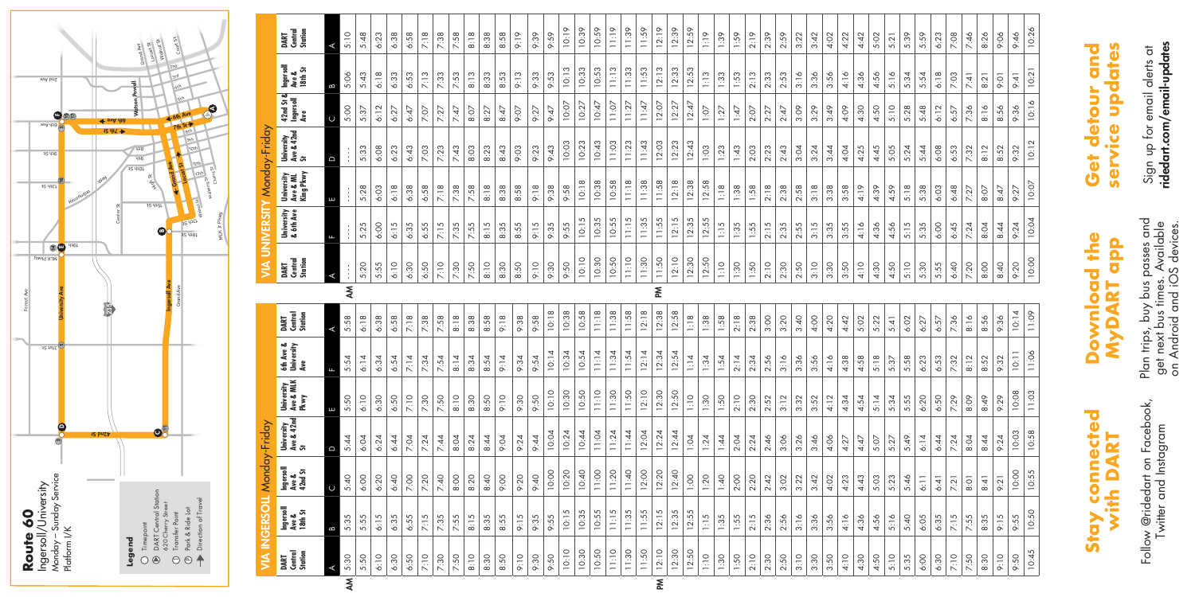# Route 60

Ingersoll/University

*Monday – Sunday Service*

Platform I/K

**Legend**

- Timepoint
- DART Central Station, 620 Cherry Street
- Transfer Point
- Park & Ride Lot
- Direction of Travel

## VIA INGERSOLL Monday-Friday

| | DART Central Station | Ingersoll Ave & 18th St | Ingersoll Ave & 42nd St | University Ave & 42nd St | University Ave & MLK Pkwy | 6th Ave & University Ave | DART Central Station |
|---|---|---|---|---|---|---|---|
| | A | B | C | D | E | F | A |
| AM | 5:30 | 5:35 | 5:40 | 5:44 | 5:50 | 5:54 | 5:58 |
| | 5:50 | 5:55 | 6:00 | 6:04 | 6:10 | 6:14 | 6:18 |
| | 6:10 | 6:15 | 6:20 | 6:24 | 6:30 | 6:34 | 6:38 |
| | 6:30 | 6:35 | 6:40 | 6:44 | 6:50 | 6:54 | 6:58 |
| | 6:50 | 6:55 | 7:00 | 7:04 | 7:10 | 7:14 | 7:18 |
| | 7:10 | 7:15 | 7:20 | 7:24 | 7:30 | 7:34 | 7:38 |
| | 7:30 | 7:35 | 7:40 | 7:44 | 7:50 | 7:54 | 7:58 |
| | 7:50 | 7:55 | 8:00 | 8:04 | 8:10 | 8:14 | 8:18 |
| | 8:10 | 8:15 | 8:20 | 8:24 | 8:30 | 8:34 | 8:38 |
| | 8:30 | 8:35 | 8:40 | 8:44 | 8:50 | 8:54 | 8:58 |
| | 8:50 | 8:55 | 9:00 | 9:04 | 9:10 | 9:14 | 9:18 |
| | 9:10 | 9:15 | 9:20 | 9:24 | 9:30 | 9:34 | 9:38 |
| | 9:30 | 9:35 | 9:40 | 9:44 | 9:50 | 9:54 | 9:58 |
| | 9:50 | 9:55 | 10:00 | 10:04 | 10:10 | 10:14 | 10:18 |
| | 10:10 | 10:15 | 10:20 | 10:24 | 10:30 | 10:34 | 10:38 |
| | 10:30 | 10:35 | 10:40 | 10:44 | 10:50 | 10:54 | 10:58 |
| | 10:50 | 10:55 | 11:00 | 11:04 | 11:10 | 11:14 | 11:18 |
| | 11:10 | 11:15 | 11:20 | 11:24 | 11:30 | 11:34 | 11:38 |
| | 11:30 | 11:35 | 11:40 | 11:44 | 11:50 | 11:54 | 11:58 |
| | 11:50 | 11:55 | 12:00 | 12:04 | 12:10 | 12:14 | 12:18 |
| PM | 12:10 | 12:15 | 12:20 | 12:24 | 12:30 | 12:34 | 12:38 |
| | 12:30 | 12:35 | 12:40 | 12:44 | 12:50 | 12:54 | 12:58 |
| | 12:50 | 12:55 | 1:00 | 1:04 | 1:10 | 1:14 | 1:18 |
| | 1:10 | 1:15 | 1:20 | 1:24 | 1:30 | 1:34 | 1:38 |
| | 1:30 | 1:35 | 1:40 | 1:44 | 1:50 | 1:54 | 1:58 |
| | 1:50 | 1:55 | 2:00 | 2:04 | 2:10 | 2:14 | 2:18 |
| | 2:10 | 2:15 | 2:20 | 2:24 | 2:30 | 2:34 | 2:38 |
| | 2:30 | 2:36 | 2:42 | 2:46 | 2:52 | 2:56 | 3:00 |
| | 2:50 | 2:56 | 3:02 | 3:06 | 3:12 | 3:16 | 3:20 |
| | 3:10 | 3:16 | 3:22 | 3:26 | 3:32 | 3:36 | 3:40 |
| | 3:30 | 3:36 | 3:42 | 3:46 | 3:52 | 3:56 | 4:00 |
| | 3:50 | 3:56 | 4:02 | 4:06 | 4:12 | 4:16 | 4:20 |
| | 4:10 | 4:16 | 4:23 | 4:27 | 4:34 | 4:38 | 4:42 |
| | 4:30 | 4:36 | 4:43 | 4:47 | 4:54 | 4:58 | 5:02 |
| | 4:50 | 4:56 | 5:03 | 5:07 | 5:14 | 5:18 | 5:22 |
| | 5:10 | 5:16 | 5:23 | 5:27 | 5:34 | 5:37 | 5:41 |
| | 5:35 | 5:40 | 5:46 | 5:49 | 5:55 | 5:58 | 6:02 |
| | 6:00 | 6:05 | 6:11 | 6:14 | 6:20 | 6:23 | 6:27 |
| | 6:30 | 6:35 | 6:41 | 6:44 | 6:50 | 6:53 | 6:57 |
| | 7:10 | 7:15 | 7:21 | 7:24 | 7:29 | 7:32 | 7:36 |
| | 7:50 | 7:55 | 8:01 | 8:04 | 8:09 | 8:12 | 8:16 |
| | 8:30 | 8:35 | 8:41 | 8:44 | 8:49 | 8:52 | 8:56 |
| | 9:10 | 9:15 | 9:21 | 9:24 | 9:29 | 9:32 | 9:36 |
| | 9:50 | 9:55 | 10:00 | 10:03 | 10:08 | 10:11 | 10:14 |
| | 10:45 | 10:50 | 10:55 | 10:58 | 11:03 | 11:06 | 11:09 |

## VIA UNIVERSITY Monday-Friday

| | DART Central Station | University & 6th Ave | University Ave & ML King Pkwy | University Ave & 42nd St | 42nd St & Ingersoll Ave | Ingersoll Ave & 18th St | DART Central Station |
|---|---|---|---|---|---|---|---|
| | A | F | E | D | C | B | A |
| AM | ... | ... | ... | ... | 5:00 | 5:06 | 5:10 |
| | 5:20 | 5:25 | 5:28 | 5:33 | 5:37 | 5:43 | 5:48 |
| | 5:55 | 6:00 | 6:03 | 6:08 | 6:12 | 6:18 | 6:23 |
| | 6:10 | 6:15 | 6:18 | 6:23 | 6:27 | 6:33 | 6:38 |
| | 6:30 | 6:35 | 6:38 | 6:43 | 6:47 | 6:53 | 6:58 |
| | 6:50 | 6:55 | 6:58 | 7:03 | 7:07 | 7:13 | 7:18 |
| | 7:10 | 7:15 | 7:18 | 7:23 | 7:27 | 7:33 | 7:38 |
| | 7:30 | 7:35 | 7:38 | 7:43 | 7:47 | 7:53 | 7:58 |
| | 7:50 | 7:55 | 7:58 | 8:03 | 8:07 | 8:13 | 8:18 |
| | 8:10 | 8:15 | 8:18 | 8:23 | 8:27 | 8:33 | 8:38 |
| | 8:30 | 8:35 | 8:38 | 8:43 | 8:47 | 8:53 | 8:58 |
| | 8:50 | 8:55 | 8:58 | 9:03 | 9:07 | 9:13 | 9:19 |
| | 9:10 | 9:15 | 9:18 | 9:23 | 9:27 | 9:33 | 9:39 |
| | 9:30 | 9:35 | 9:38 | 9:43 | 9:47 | 9:53 | 9:59 |
| | 9:50 | 9:55 | 9:58 | 10:03 | 10:07 | 10:13 | 10:19 |
| | 10:10 | 10:15 | 10:18 | 10:23 | 10:27 | 10:33 | 10:39 |
| | 10:30 | 10:35 | 10:38 | 10:43 | 10:47 | 10:53 | 10:59 |
| | 10:50 | 10:55 | 10:58 | 11:03 | 11:07 | 11:13 | 11:19 |
| | 11:10 | 11:15 | 11:18 | 11:23 | 11:27 | 11:33 | 11:39 |
| | 11:30 | 11:35 | 11:38 | 11:43 | 11:47 | 11:53 | 11:59 |
| PM | 11:50 | 11:55 | 11:58 | 12:03 | 12:07 | 12:13 | 12:19 |
| | 12:10 | 12:15 | 12:18 | 12:23 | 12:27 | 12:33 | 12:39 |
| | 12:30 | 12:35 | 12:38 | 12:43 | 12:47 | 12:53 | 12:59 |
| | 12:50 | 12:55 | 12:58 | 1:03 | 1:07 | 1:13 | 1:19 |
| | 1:10 | 1:15 | 1:18 | 1:23 | 1:27 | 1:33 | 1:39 |
| | 1:30 | 1:35 | 1:38 | 1:43 | 1:47 | 1:53 | 1:59 |
| | 1:50 | 1:55 | 1:58 | 2:03 | 2:07 | 2:13 | 2:19 |
| | 2:10 | 2:15 | 2:18 | 2:23 | 2:27 | 2:33 | 2:39 |
| | 2:30 | 2:35 | 2:38 | 2:43 | 2:47 | 2:53 | 2:59 |
| | 2:50 | 2:55 | 2:58 | 3:04 | 3:09 | 3:16 | 3:22 |
| | 3:10 | 3:15 | 3:18 | 3:24 | 3:29 | 3:36 | 3:42 |
| | 3:30 | 3:35 | 3:38 | 3:44 | 3:49 | 3:56 | 4:02 |
| | 3:50 | 3:55 | 3:58 | 4:04 | 4:09 | 4:16 | 4:22 |
| | 4:10 | 4:16 | 4:19 | 4:25 | 4:30 | 4:36 | 4:42 |
| | 4:30 | 4:36 | 4:39 | 4:45 | 4:50 | 4:56 | 5:02 |
| | 4:50 | 4:56 | 4:59 | 5:05 | 5:10 | 5:16 | 5:21 |
| | 5:10 | 5:15 | 5:18 | 5:24 | 5:28 | 5:34 | 5:39 |
| | 5:30 | 5:35 | 5:38 | 5:44 | 5:48 | 5:54 | 5:59 |
| | 5:55 | 6:00 | 6:03 | 6:08 | 6:12 | 6:18 | 6:23 |
| | 6:40 | 6:45 | 6:48 | 6:53 | 6:57 | 7:03 | 7:08 |
| | 7:20 | 7:24 | 7:27 | 7:32 | 7:36 | 7:41 | 7:46 |
| | 8:00 | 8:04 | 8:07 | 8:12 | 8:16 | 8:21 | 8:26 |
| | 8:40 | 8:44 | 8:47 | 8:52 | 8:56 | 9:01 | 9:06 |
| | 9:20 | 9:24 | 9:27 | 9:32 | 9:36 | 9:41 | 9:46 |
| | 10:00 | 10:04 | 10:07 | 10:12 | 10:16 | 10:21 | 10:26 |

## Stay connected with DART

Follow @ridedart on Facebook, Twitter and Instagram

## Download the MyDART app

Plan trips, buy bus passes and get next bus times. Available on Android and iOS devices.

## Get detour and service updates

Sign up for email alerts at **ridedart.com/email-updates**